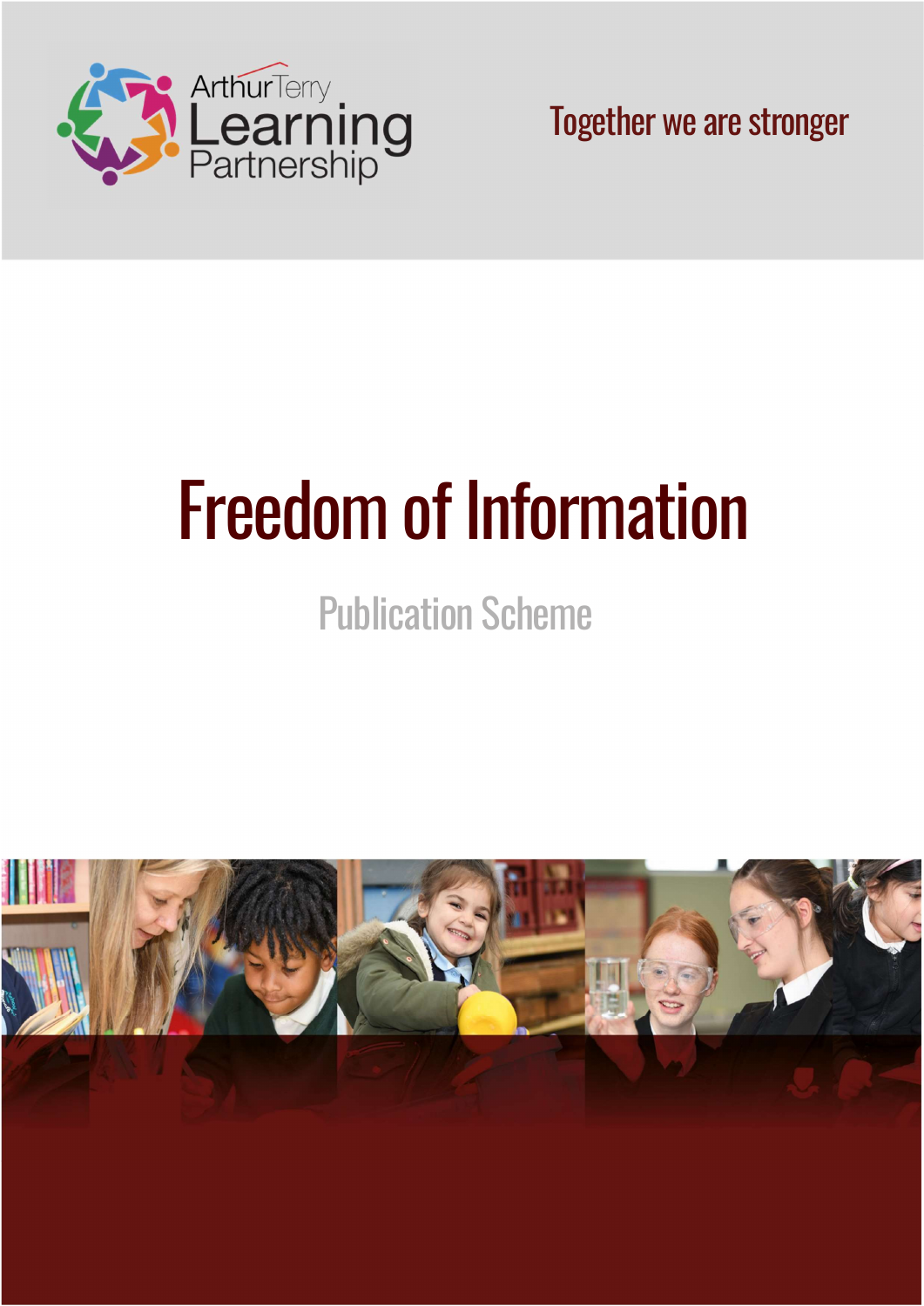Arthur Terry Learning Partnership

Together we are stronger

# Freedom of Information

## Publication Scheme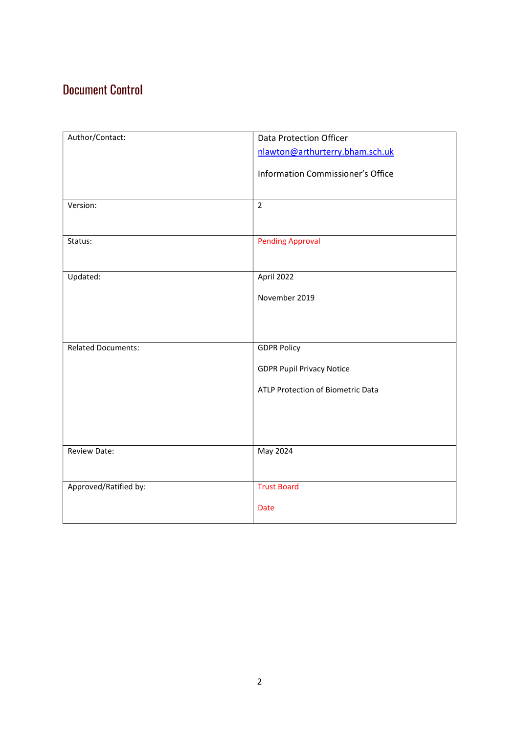## Document Control

| | |
|---|---|
| Author/Contact: | Data Protection Officer<br>nlawton@arthurterry.bham.sch.uk<br><br>Information Commissioner's Office |
| Version: | 2 |
| Status: | Pending Approval |
| Updated: | April 2022<br><br>November 2019 |
| Related Documents: | GDPR Policy<br><br>GDPR Pupil Privacy Notice<br><br>ATLP Protection of Biometric Data |
| Review Date: | May 2024 |
| Approved/Ratified by: | Trust Board<br><br>Date |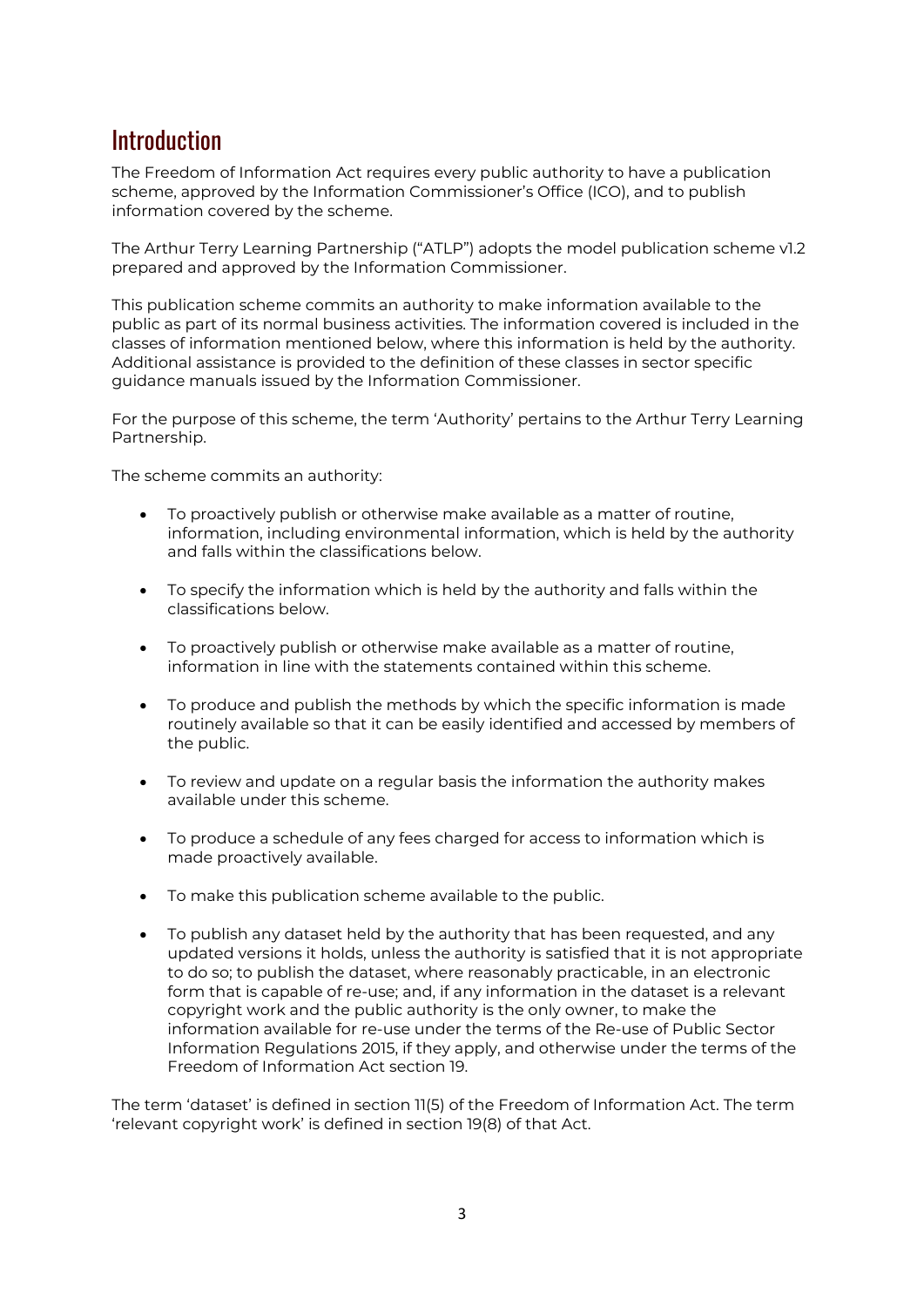# Introduction

The Freedom of Information Act requires every public authority to have a publication scheme, approved by the Information Commissioner's Office (ICO), and to publish information covered by the scheme.

The Arthur Terry Learning Partnership ("ATLP") adopts the model publication scheme v1.2 prepared and approved by the Information Commissioner.

This publication scheme commits an authority to make information available to the public as part of its normal business activities. The information covered is included in the classes of information mentioned below, where this information is held by the authority. Additional assistance is provided to the definition of these classes in sector specific guidance manuals issued by the Information Commissioner.

For the purpose of this scheme, the term 'Authority' pertains to the Arthur Terry Learning Partnership.

The scheme commits an authority:

- To proactively publish or otherwise make available as a matter of routine, information, including environmental information, which is held by the authority and falls within the classifications below.
- To specify the information which is held by the authority and falls within the classifications below.
- To proactively publish or otherwise make available as a matter of routine, information in line with the statements contained within this scheme.
- To produce and publish the methods by which the specific information is made routinely available so that it can be easily identified and accessed by members of the public.
- To review and update on a regular basis the information the authority makes available under this scheme.
- To produce a schedule of any fees charged for access to information which is made proactively available.
- To make this publication scheme available to the public.
- To publish any dataset held by the authority that has been requested, and any updated versions it holds, unless the authority is satisfied that it is not appropriate to do so; to publish the dataset, where reasonably practicable, in an electronic form that is capable of re-use; and, if any information in the dataset is a relevant copyright work and the public authority is the only owner, to make the information available for re-use under the terms of the Re-use of Public Sector Information Regulations 2015, if they apply, and otherwise under the terms of the Freedom of Information Act section 19.

The term 'dataset' is defined in section 11(5) of the Freedom of Information Act. The term 'relevant copyright work' is defined in section 19(8) of that Act.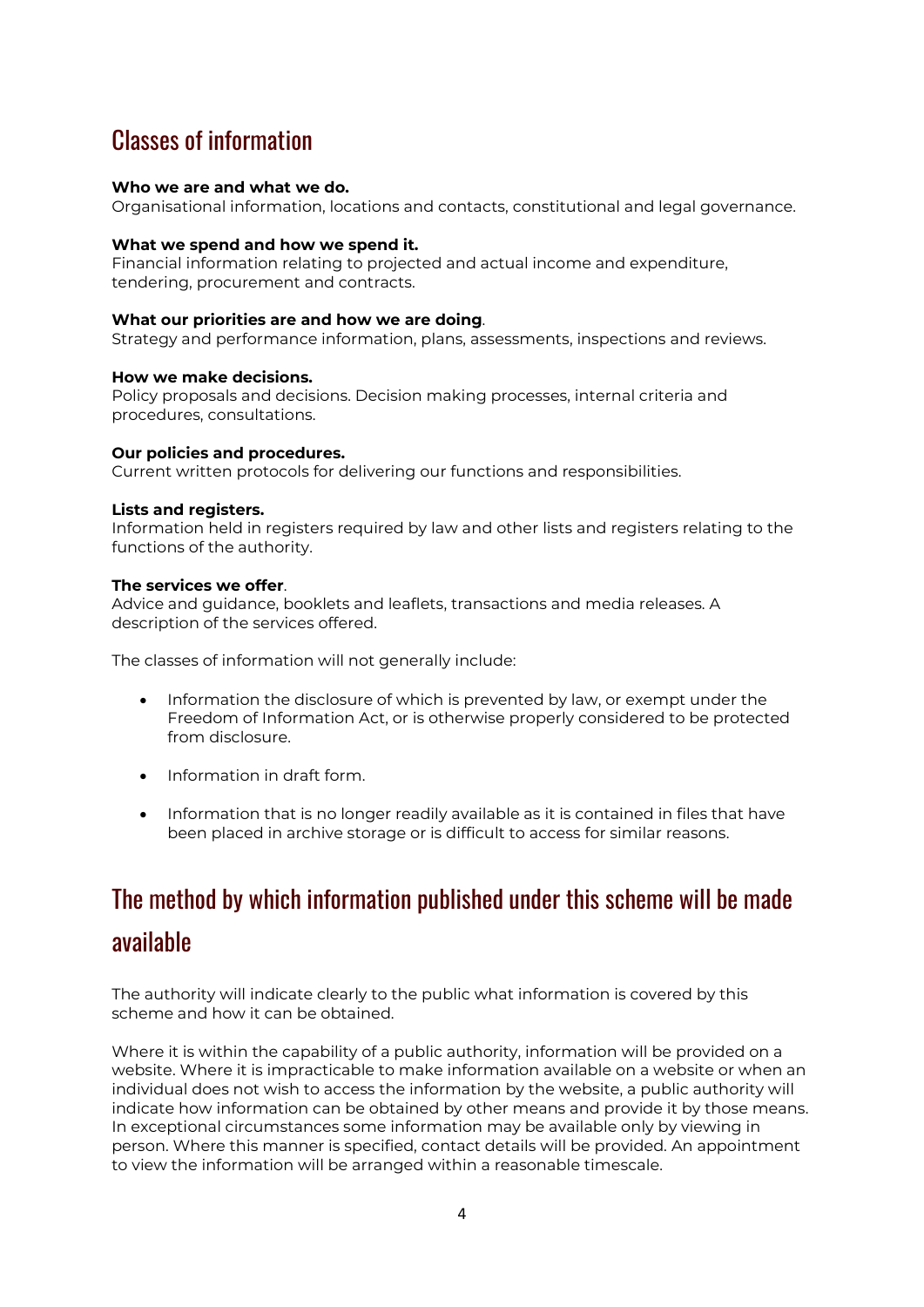## Classes of information

**Who we are and what we do.**
Organisational information, locations and contacts, constitutional and legal governance.

**What we spend and how we spend it.**
Financial information relating to projected and actual income and expenditure, tendering, procurement and contracts.

**What our priorities are and how we are doing**.
Strategy and performance information, plans, assessments, inspections and reviews.

**How we make decisions.**
Policy proposals and decisions. Decision making processes, internal criteria and procedures, consultations.

**Our policies and procedures.**
Current written protocols for delivering our functions and responsibilities.

**Lists and registers.**
Information held in registers required by law and other lists and registers relating to the functions of the authority.

**The services we offer**.
Advice and guidance, booklets and leaflets, transactions and media releases. A description of the services offered.

The classes of information will not generally include:

- Information the disclosure of which is prevented by law, or exempt under the Freedom of Information Act, or is otherwise properly considered to be protected from disclosure.
- Information in draft form.
- Information that is no longer readily available as it is contained in files that have been placed in archive storage or is difficult to access for similar reasons.

## The method by which information published under this scheme will be made available

The authority will indicate clearly to the public what information is covered by this scheme and how it can be obtained.

Where it is within the capability of a public authority, information will be provided on a website. Where it is impracticable to make information available on a website or when an individual does not wish to access the information by the website, a public authority will indicate how information can be obtained by other means and provide it by those means. In exceptional circumstances some information may be available only by viewing in person. Where this manner is specified, contact details will be provided. An appointment to view the information will be arranged within a reasonable timescale.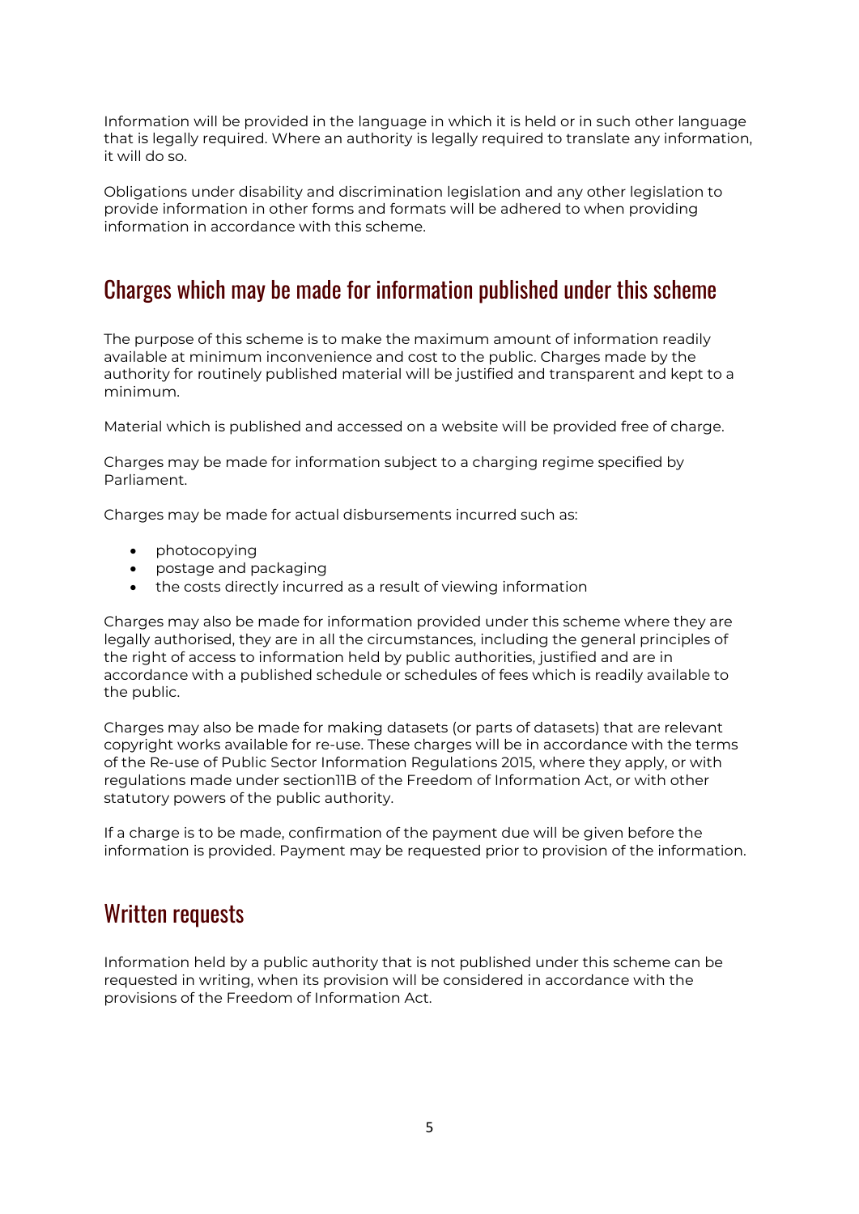Information will be provided in the language in which it is held or in such other language that is legally required. Where an authority is legally required to translate any information, it will do so.

Obligations under disability and discrimination legislation and any other legislation to provide information in other forms and formats will be adhered to when providing information in accordance with this scheme.

## Charges which may be made for information published under this scheme

The purpose of this scheme is to make the maximum amount of information readily available at minimum inconvenience and cost to the public. Charges made by the authority for routinely published material will be justified and transparent and kept to a minimum.

Material which is published and accessed on a website will be provided free of charge.

Charges may be made for information subject to a charging regime specified by Parliament.

Charges may be made for actual disbursements incurred such as:

- photocopying
- postage and packaging
- the costs directly incurred as a result of viewing information

Charges may also be made for information provided under this scheme where they are legally authorised, they are in all the circumstances, including the general principles of the right of access to information held by public authorities, justified and are in accordance with a published schedule or schedules of fees which is readily available to the public.

Charges may also be made for making datasets (or parts of datasets) that are relevant copyright works available for re-use. These charges will be in accordance with the terms of the Re-use of Public Sector Information Regulations 2015, where they apply, or with regulations made under section11B of the Freedom of Information Act, or with other statutory powers of the public authority.

If a charge is to be made, confirmation of the payment due will be given before the information is provided. Payment may be requested prior to provision of the information.

## Written requests

Information held by a public authority that is not published under this scheme can be requested in writing, when its provision will be considered in accordance with the provisions of the Freedom of Information Act.